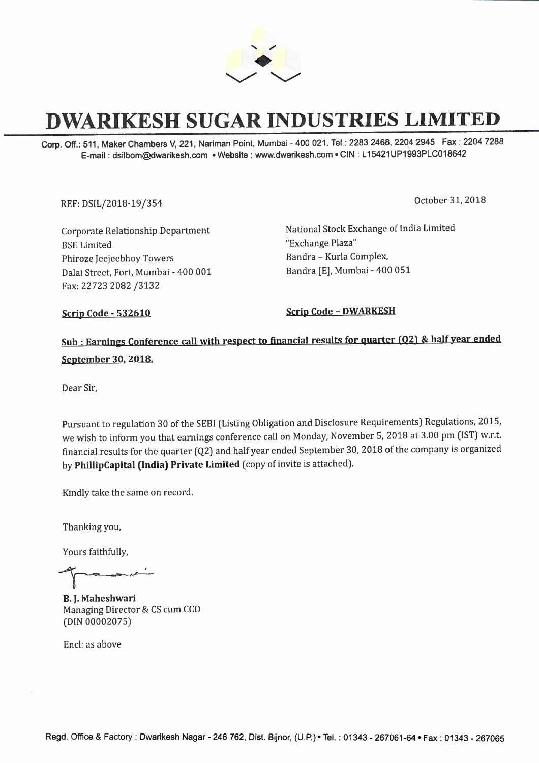# DWARIKESH SUGAR INDUSTRIES LIMITED

Corp. Off.: 511, Maker Chambers V, 221, Nariman Point, Mumbai - 400 021. Tel.: 2283 2468, 2204 2945 Fax : 2204 7288
E-mail : dsilbom@dwarikesh.com • Website : www.dwarikesh.com • CIN : L15421UP1993PLC018642

REF: DSIL/2018-19/354

October 31, 2018

Corporate Relationship Department
BSE Limited
Phiroze Jeejeebhoy Towers
Dalal Street, Fort, Mumbai - 400 001
Fax: 22723 2082 /3132

National Stock Exchange of India Limited
"Exchange Plaza"
Bandra – Kurla Complex,
Bandra [E], Mumbai - 400 051

**Scrip Code - 532610**

**Scrip Code – DWARKESH**

**Sub : Earnings Conference call with respect to financial results for quarter (Q2) & half year ended September 30, 2018.**

Dear Sir,

Pursuant to regulation 30 of the SEBI (Listing Obligation and Disclosure Requirements) Regulations, 2015, we wish to inform you that earnings conference call on Monday, November 5, 2018 at 3.00 pm (IST) w.r.t. financial results for the quarter (Q2) and half year ended September 30, 2018 of the company is organized by **PhillipCapital (India) Private Limited** (copy of invite is attached).

Kindly take the same on record.

Thanking you,

Yours faithfully,

**B. J. Maheshwari**
Managing Director & CS cum CCO
(DIN 00002075)

Encl: as above

Regd. Office & Factory : Dwarikesh Nagar - 246 762, Dist. Bijnor, (U.P.) • Tel. : 01343 - 267061-64 • Fax : 01343 - 267065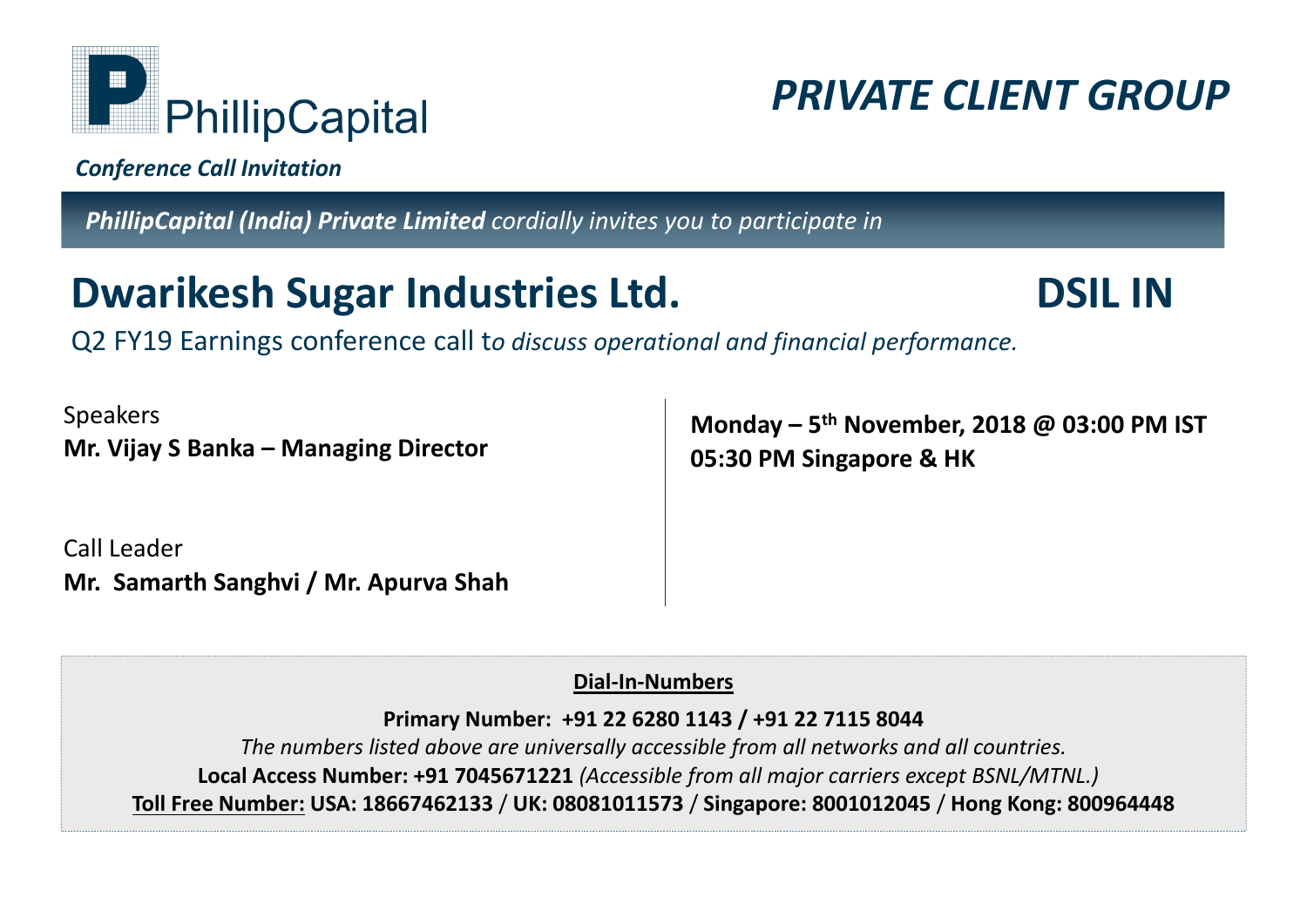PhillipCapital

# *PRIVATE CLIENT GROUP*

***Conference Call Invitation***

***PhillipCapital (India) Private Limited*** *cordially invites you to participate in*

## Dwarikesh Sugar Industries Ltd. DSIL IN

Q2 FY19 Earnings conference call t*o discuss operational and financial performance.*

Speakers
**Mr. Vijay S Banka – Managing Director**

Call Leader
**Mr. Samarth Sanghvi / Mr. Apurva Shah**

**Monday – 5th November, 2018 @ 03:00 PM IST**
**05:30 PM Singapore & HK**

**Dial-In-Numbers**

**Primary Number: +91 22 6280 1143 / +91 22 7115 8044**

*The numbers listed above are universally accessible from all networks and all countries.*

**Local Access Number: +91 7045671221** *(Accessible from all major carriers except BSNL/MTNL.)*

**Toll Free Number: USA: 18667462133 / UK: 08081011573 / Singapore: 8001012045 / Hong Kong: 800964448**